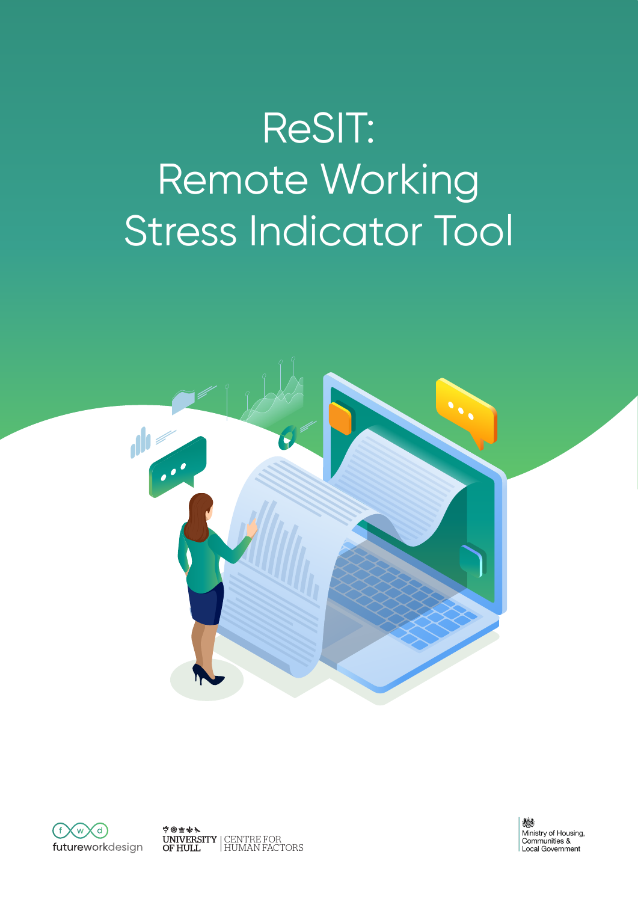# ReSIT: Remote Working Stress Indicator Tool

futureworkdesign

UNIVERSITY OF HULL | CENTRE FOR HUMAN FACTORS

Ministry of Housing, Communities & Local Government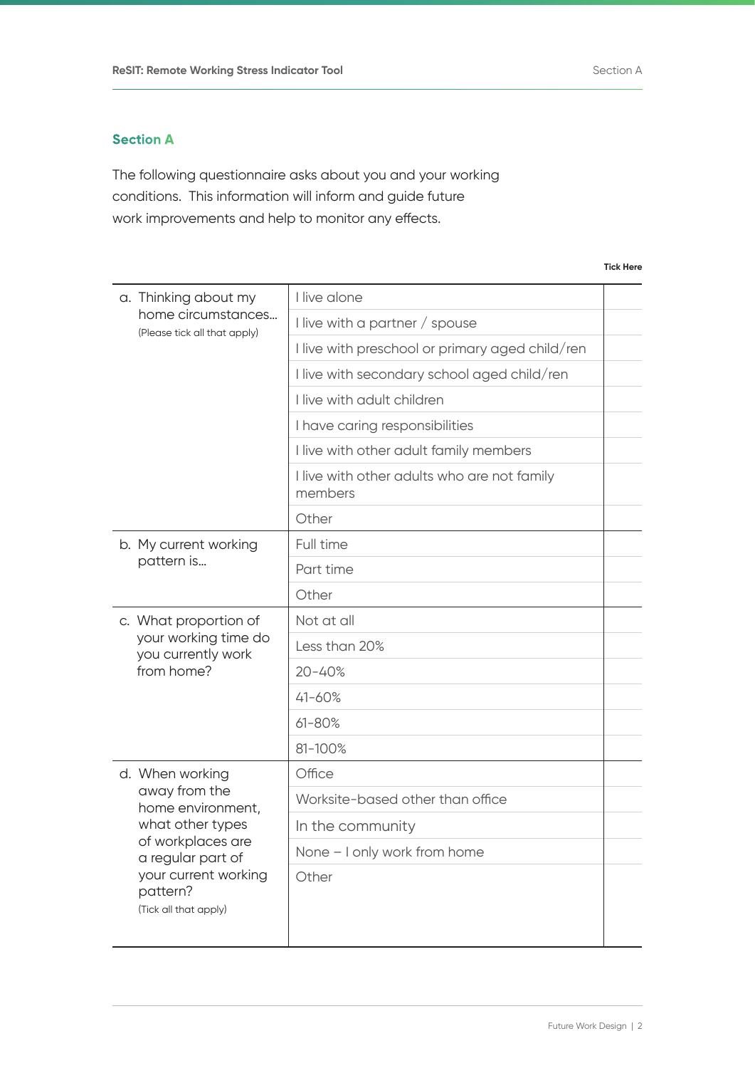## Section A

The following questionnaire asks about you and your working conditions. This information will inform and guide future work improvements and help to monitor any effects.

| | | Tick Here |
|---|---|---|
| a. Thinking about my home circumstances… (Please tick all that apply) | I live alone | |
| | I live with a partner / spouse | |
| | I live with preschool or primary aged child/ren | |
| | I live with secondary school aged child/ren | |
| | I live with adult children | |
| | I have caring responsibilities | |
| | I live with other adult family members | |
| | I live with other adults who are not family members | |
| | Other | |
| b. My current working pattern is… | Full time | |
| | Part time | |
| | Other | |
| c. What proportion of your working time do you currently work from home? | Not at all | |
| | Less than 20% | |
| | 20-40% | |
| | 41-60% | |
| | 61-80% | |
| | 81-100% | |
| d. When working away from the home environment, what other types of workplaces are a regular part of your current working pattern? (Tick all that apply) | Office | |
| | Worksite-based other than office | |
| | In the community | |
| | None – I only work from home | |
| | Other | |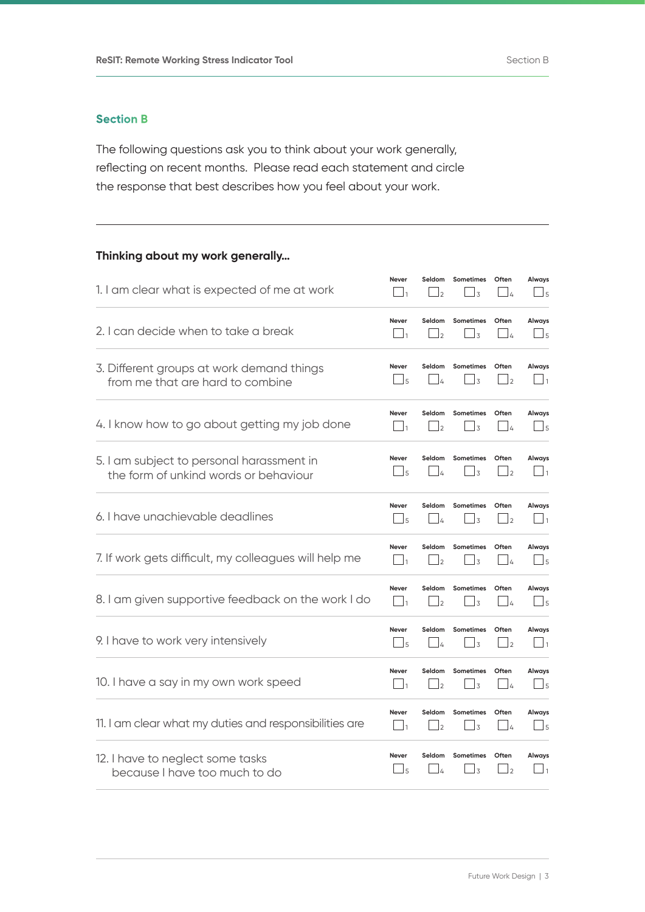## Section B

The following questions ask you to think about your work generally, reflecting on recent months. Please read each statement and circle the response that best describes how you feel about your work.

### Thinking about my work generally...

| Statement | Never | Seldom | Sometimes | Often | Always |
|---|---|---|---|---|---|
| 1. I am clear what is expected of me at work | ☐ 1 | ☐ 2 | ☐ 3 | ☐ 4 | ☐ 5 |
| 2. I can decide when to take a break | ☐ 1 | ☐ 2 | ☐ 3 | ☐ 4 | ☐ 5 |
| 3. Different groups at work demand things from me that are hard to combine | ☐ 5 | ☐ 4 | ☐ 3 | ☐ 2 | ☐ 1 |
| 4. I know how to go about getting my job done | ☐ 1 | ☐ 2 | ☐ 3 | ☐ 4 | ☐ 5 |
| 5. I am subject to personal harassment in the form of unkind words or behaviour | ☐ 5 | ☐ 4 | ☐ 3 | ☐ 2 | ☐ 1 |
| 6. I have unachievable deadlines | ☐ 5 | ☐ 4 | ☐ 3 | ☐ 2 | ☐ 1 |
| 7. If work gets difficult, my colleagues will help me | ☐ 1 | ☐ 2 | ☐ 3 | ☐ 4 | ☐ 5 |
| 8. I am given supportive feedback on the work I do | ☐ 1 | ☐ 2 | ☐ 3 | ☐ 4 | ☐ 5 |
| 9. I have to work very intensively | ☐ 5 | ☐ 4 | ☐ 3 | ☐ 2 | ☐ 1 |
| 10. I have a say in my own work speed | ☐ 1 | ☐ 2 | ☐ 3 | ☐ 4 | ☐ 5 |
| 11. I am clear what my duties and responsibilities are | ☐ 1 | ☐ 2 | ☐ 3 | ☐ 4 | ☐ 5 |
| 12. I have to neglect some tasks because I have too much to do | ☐ 5 | ☐ 4 | ☐ 3 | ☐ 2 | ☐ 1 |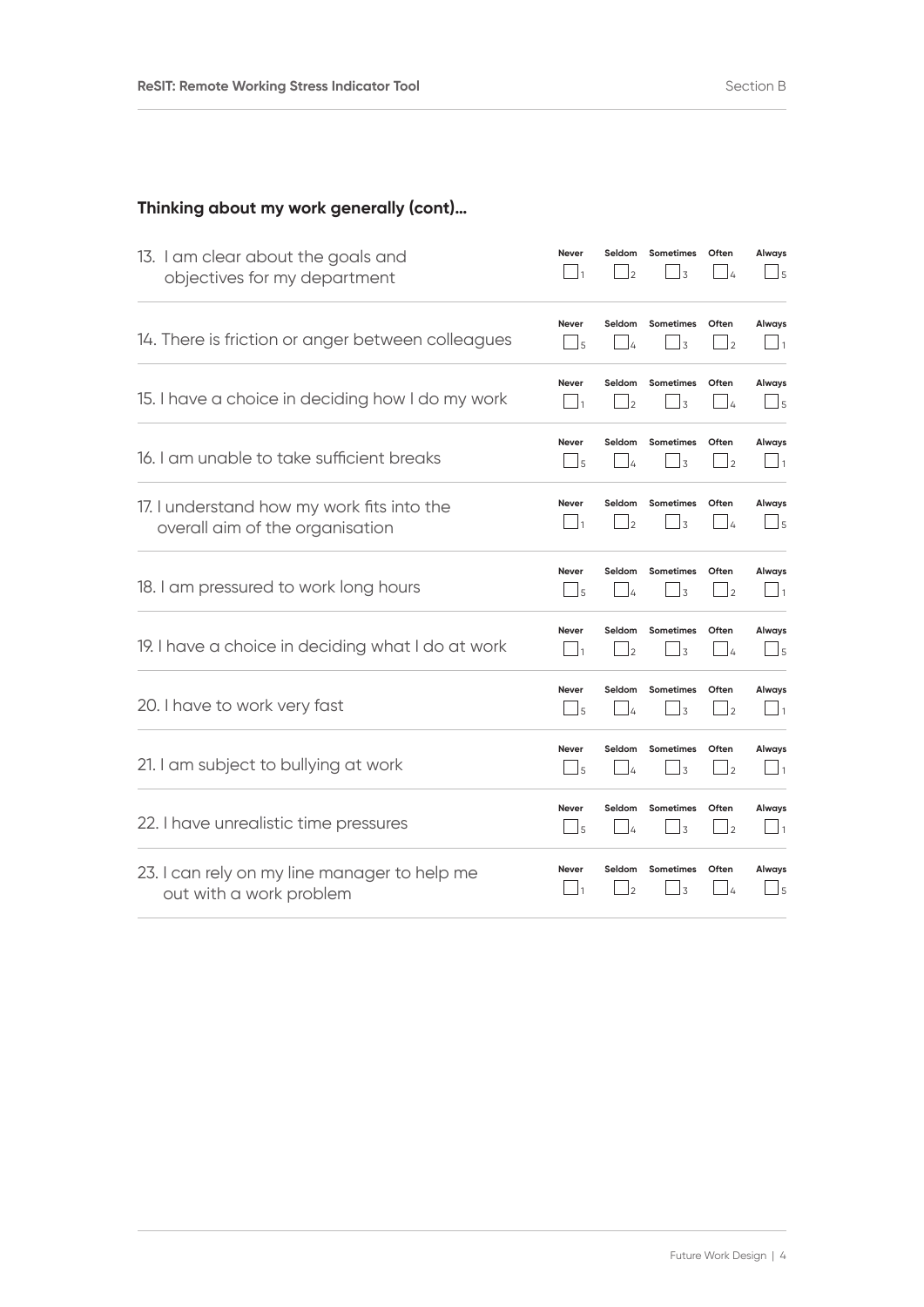## Thinking about my work generally (cont)...

| Statement | Never | Seldom | Sometimes | Often | Always |
| --- | --- | --- | --- | --- | --- |
| 13. I am clear about the goals and objectives for my department | ☐ 1 | ☐ 2 | ☐ 3 | ☐ 4 | ☐ 5 |
| 14. There is friction or anger between colleagues | ☐ 5 | ☐ 4 | ☐ 3 | ☐ 2 | ☐ 1 |
| 15. I have a choice in deciding how I do my work | ☐ 1 | ☐ 2 | ☐ 3 | ☐ 4 | ☐ 5 |
| 16. I am unable to take sufficient breaks | ☐ 5 | ☐ 4 | ☐ 3 | ☐ 2 | ☐ 1 |
| 17. I understand how my work fits into the overall aim of the organisation | ☐ 1 | ☐ 2 | ☐ 3 | ☐ 4 | ☐ 5 |
| 18. I am pressured to work long hours | ☐ 5 | ☐ 4 | ☐ 3 | ☐ 2 | ☐ 1 |
| 19. I have a choice in deciding what I do at work | ☐ 1 | ☐ 2 | ☐ 3 | ☐ 4 | ☐ 5 |
| 20. I have to work very fast | ☐ 5 | ☐ 4 | ☐ 3 | ☐ 2 | ☐ 1 |
| 21. I am subject to bullying at work | ☐ 5 | ☐ 4 | ☐ 3 | ☐ 2 | ☐ 1 |
| 22. I have unrealistic time pressures | ☐ 5 | ☐ 4 | ☐ 3 | ☐ 2 | ☐ 1 |
| 23. I can rely on my line manager to help me out with a work problem | ☐ 1 | ☐ 2 | ☐ 3 | ☐ 4 | ☐ 5 |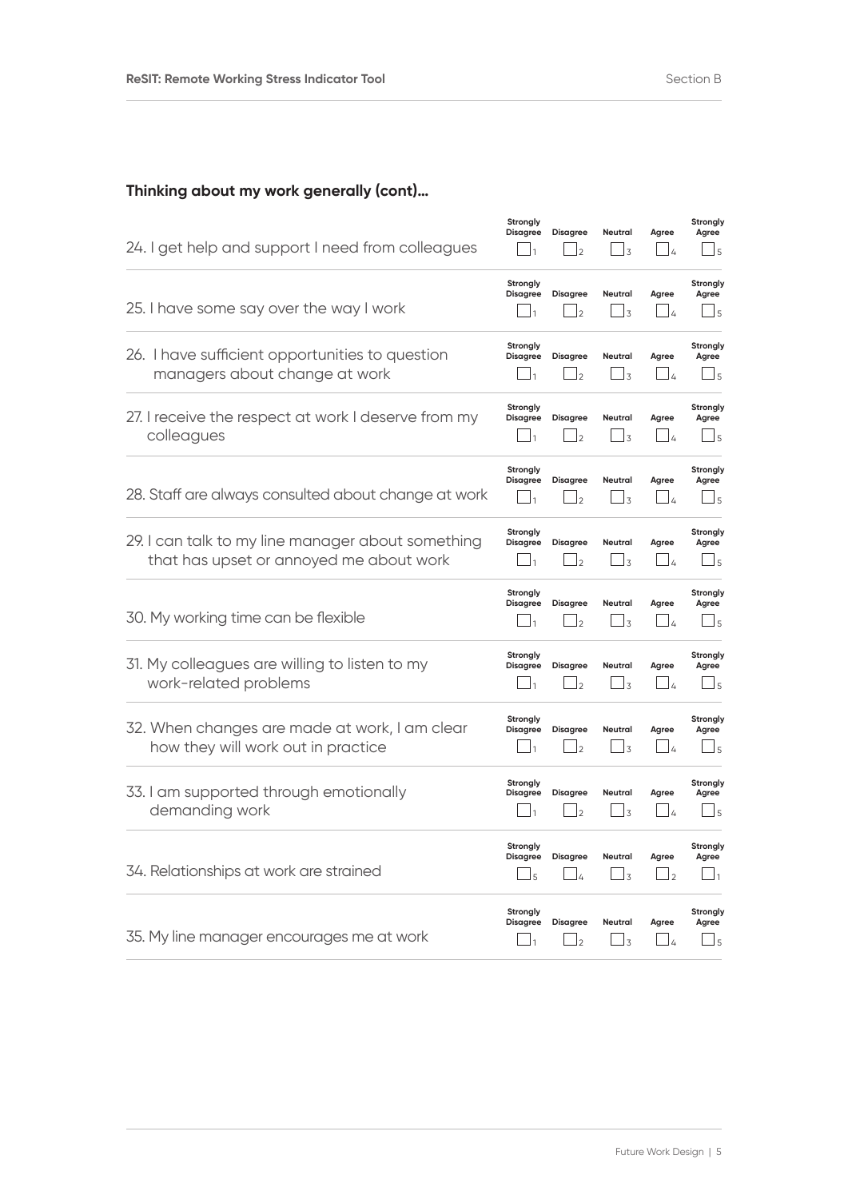**Thinking about my work generally (cont)...**

| | Strongly Disagree | Disagree | Neutral | Agree | Strongly Agree |
|---|---|---|---|---|---|
| 24. I get help and support I need from colleagues | ☐ 1 | ☐ 2 | ☐ 3 | ☐ 4 | ☐ 5 |
| 25. I have some say over the way I work | ☐ 1 | ☐ 2 | ☐ 3 | ☐ 4 | ☐ 5 |
| 26. I have sufficient opportunities to question managers about change at work | ☐ 1 | ☐ 2 | ☐ 3 | ☐ 4 | ☐ 5 |
| 27. I receive the respect at work I deserve from my colleagues | ☐ 1 | ☐ 2 | ☐ 3 | ☐ 4 | ☐ 5 |
| 28. Staff are always consulted about change at work | ☐ 1 | ☐ 2 | ☐ 3 | ☐ 4 | ☐ 5 |
| 29. I can talk to my line manager about something that has upset or annoyed me about work | ☐ 1 | ☐ 2 | ☐ 3 | ☐ 4 | ☐ 5 |
| 30. My working time can be flexible | ☐ 1 | ☐ 2 | ☐ 3 | ☐ 4 | ☐ 5 |
| 31. My colleagues are willing to listen to my work-related problems | ☐ 1 | ☐ 2 | ☐ 3 | ☐ 4 | ☐ 5 |
| 32. When changes are made at work, I am clear how they will work out in practice | ☐ 1 | ☐ 2 | ☐ 3 | ☐ 4 | ☐ 5 |
| 33. I am supported through emotionally demanding work | ☐ 1 | ☐ 2 | ☐ 3 | ☐ 4 | ☐ 5 |
| 34. Relationships at work are strained | ☐ 5 | ☐ 4 | ☐ 3 | ☐ 2 | ☐ 1 |
| 35. My line manager encourages me at work | ☐ 1 | ☐ 2 | ☐ 3 | ☐ 4 | ☐ 5 |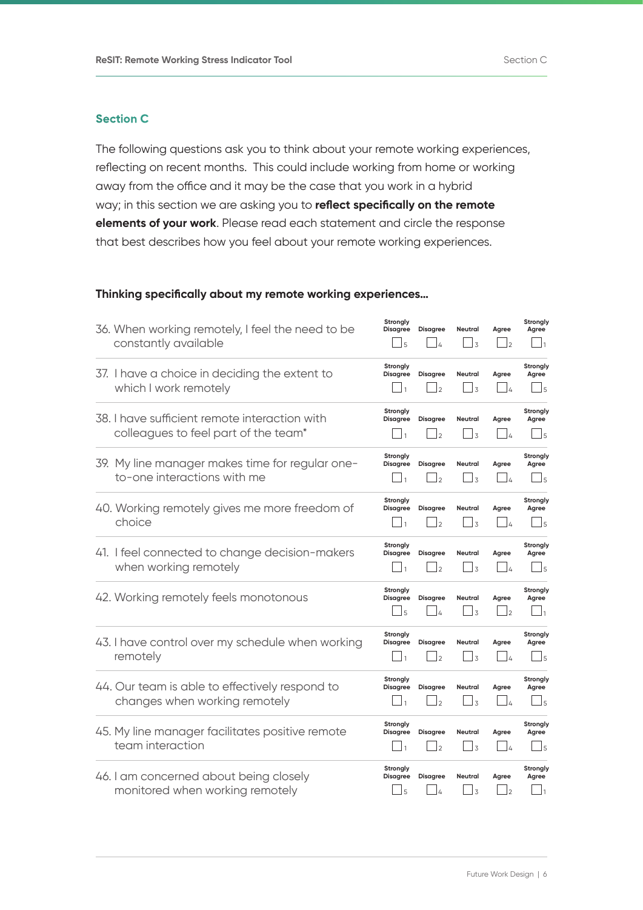## Section C

The following questions ask you to think about your remote working experiences, reflecting on recent months. This could include working from home or working away from the office and it may be the case that you work in a hybrid way; in this section we are asking you to **reflect specifically on the remote elements of your work**. Please read each statement and circle the response that best describes how you feel about your remote working experiences.

**Thinking specifically about my remote working experiences...**

| | Strongly Disagree | Disagree | Neutral | Agree | Strongly Agree |
|---|---|---|---|---|---|
| 36. When working remotely, I feel the need to be constantly available | ☐ 5 | ☐ 4 | ☐ 3 | ☐ 2 | ☐ 1 |
| 37. I have a choice in deciding the extent to which I work remotely | ☐ 1 | ☐ 2 | ☐ 3 | ☐ 4 | ☐ 5 |
| 38. I have sufficient remote interaction with colleagues to feel part of the team* | ☐ 1 | ☐ 2 | ☐ 3 | ☐ 4 | ☐ 5 |
| 39. My line manager makes time for regular one-to-one interactions with me | ☐ 1 | ☐ 2 | ☐ 3 | ☐ 4 | ☐ 5 |
| 40. Working remotely gives me more freedom of choice | ☐ 1 | ☐ 2 | ☐ 3 | ☐ 4 | ☐ 5 |
| 41. I feel connected to change decision-makers when working remotely | ☐ 1 | ☐ 2 | ☐ 3 | ☐ 4 | ☐ 5 |
| 42. Working remotely feels monotonous | ☐ 5 | ☐ 4 | ☐ 3 | ☐ 2 | ☐ 1 |
| 43. I have control over my schedule when working remotely | ☐ 1 | ☐ 2 | ☐ 3 | ☐ 4 | ☐ 5 |
| 44. Our team is able to effectively respond to changes when working remotely | ☐ 1 | ☐ 2 | ☐ 3 | ☐ 4 | ☐ 5 |
| 45. My line manager facilitates positive remote team interaction | ☐ 1 | ☐ 2 | ☐ 3 | ☐ 4 | ☐ 5 |
| 46. I am concerned about being closely monitored when working remotely | ☐ 5 | ☐ 4 | ☐ 3 | ☐ 2 | ☐ 1 |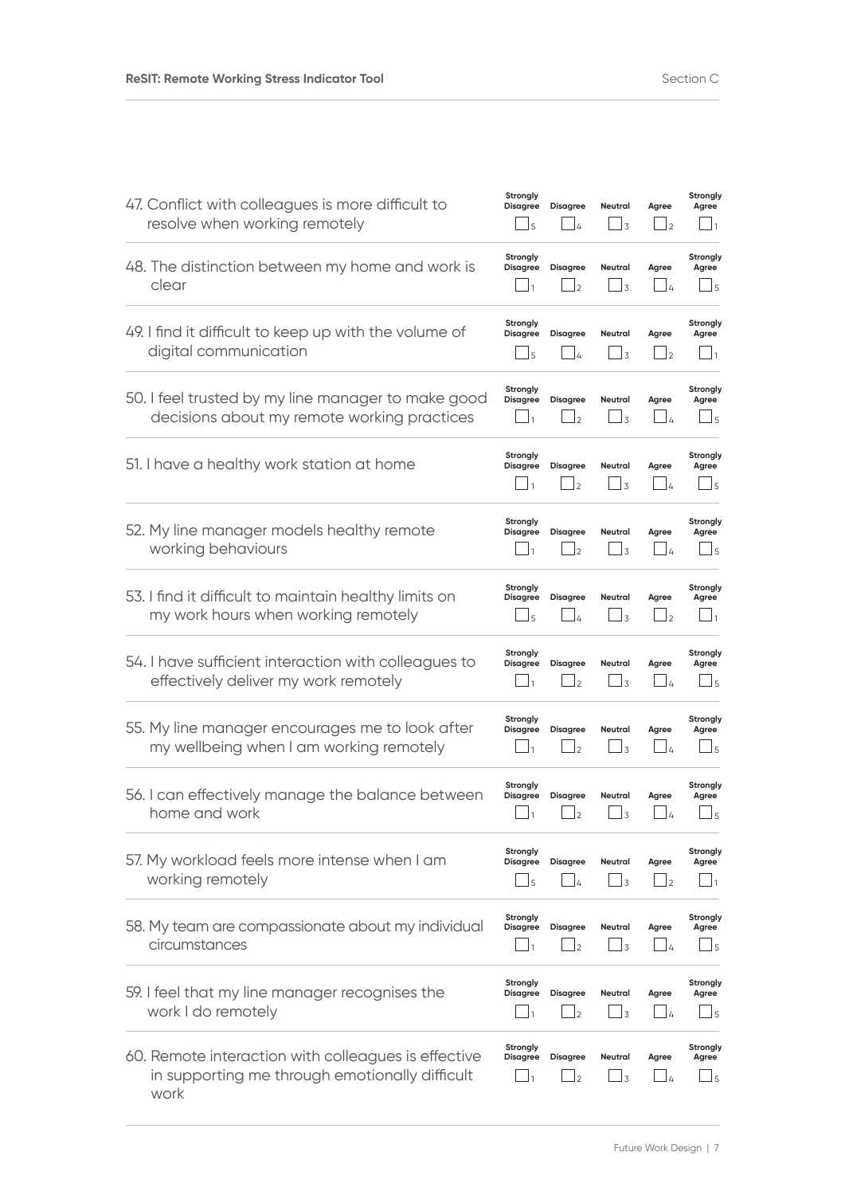| Item | Strongly Disagree | Disagree | Neutral | Agree | Strongly Agree |
|---|---|---|---|---|---|
| 47. Conflict with colleagues is more difficult to resolve when working remotely | ☐ 5 | ☐ 4 | ☐ 3 | ☐ 2 | ☐ 1 |
| 48. The distinction between my home and work is clear | ☐ 1 | ☐ 2 | ☐ 3 | ☐ 4 | ☐ 5 |
| 49. I find it difficult to keep up with the volume of digital communication | ☐ 5 | ☐ 4 | ☐ 3 | ☐ 2 | ☐ 1 |
| 50. I feel trusted by my line manager to make good decisions about my remote working practices | ☐ 1 | ☐ 2 | ☐ 3 | ☐ 4 | ☐ 5 |
| 51. I have a healthy work station at home | ☐ 1 | ☐ 2 | ☐ 3 | ☐ 4 | ☐ 5 |
| 52. My line manager models healthy remote working behaviours | ☐ 1 | ☐ 2 | ☐ 3 | ☐ 4 | ☐ 5 |
| 53. I find it difficult to maintain healthy limits on my work hours when working remotely | ☐ 5 | ☐ 4 | ☐ 3 | ☐ 2 | ☐ 1 |
| 54. I have sufficient interaction with colleagues to effectively deliver my work remotely | ☐ 1 | ☐ 2 | ☐ 3 | ☐ 4 | ☐ 5 |
| 55. My line manager encourages me to look after my wellbeing when I am working remotely | ☐ 1 | ☐ 2 | ☐ 3 | ☐ 4 | ☐ 5 |
| 56. I can effectively manage the balance between home and work | ☐ 1 | ☐ 2 | ☐ 3 | ☐ 4 | ☐ 5 |
| 57. My workload feels more intense when I am working remotely | ☐ 5 | ☐ 4 | ☐ 3 | ☐ 2 | ☐ 1 |
| 58. My team are compassionate about my individual circumstances | ☐ 1 | ☐ 2 | ☐ 3 | ☐ 4 | ☐ 5 |
| 59. I feel that my line manager recognises the work I do remotely | ☐ 1 | ☐ 2 | ☐ 3 | ☐ 4 | ☐ 5 |
| 60. Remote interaction with colleagues is effective in supporting me through emotionally difficult work | ☐ 1 | ☐ 2 | ☐ 3 | ☐ 4 | ☐ 5 |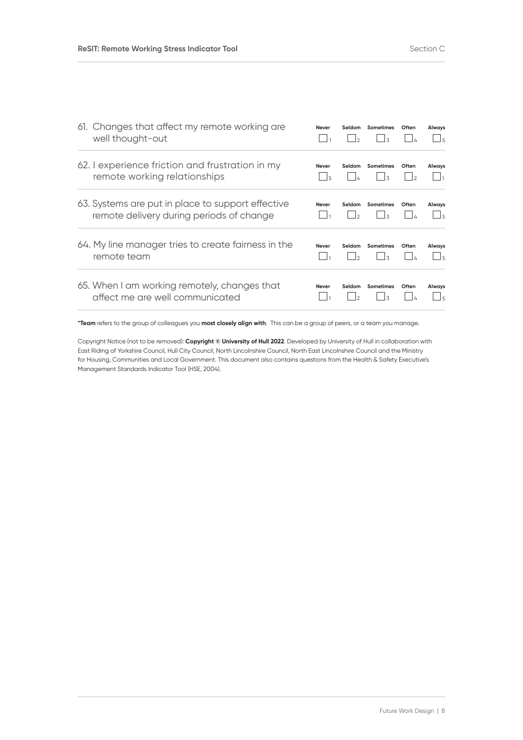| Question | Never | Seldom | Sometimes | Often | Always |
|---|---|---|---|---|---|
| 61. Changes that affect my remote working are well thought-out | ☐ 1 | ☐ 2 | ☐ 3 | ☐ 4 | ☐ 5 |
| 62. I experience friction and frustration in my remote working relationships | ☐ 5 | ☐ 4 | ☐ 3 | ☐ 2 | ☐ 1 |
| 63. Systems are put in place to support effective remote delivery during periods of change | ☐ 1 | ☐ 2 | ☐ 3 | ☐ 4 | ☐ 5 |
| 64. My line manager tries to create fairness in the remote team | ☐ 1 | ☐ 2 | ☐ 3 | ☐ 4 | ☐ 5 |
| 65. When I am working remotely, changes that affect me are well communicated | ☐ 1 | ☐ 2 | ☐ 3 | ☐ 4 | ☐ 5 |

***Team** refers to the group of colleagues you **most closely align with**. This can be a group of peers, or a team you manage.

Copyright Notice (not to be removed): **Copyright © University of Hull 2022**. Developed by University of Hull in collaboration with East Riding of Yorkshire Council, Hull City Council, North Lincolnshire Council, North East Lincolnshire Council and the Ministry for Housing, Communities and Local Government. This document also contains questions from the Health & Safety Executive's Management Standards Indicator Tool (HSE, 2004).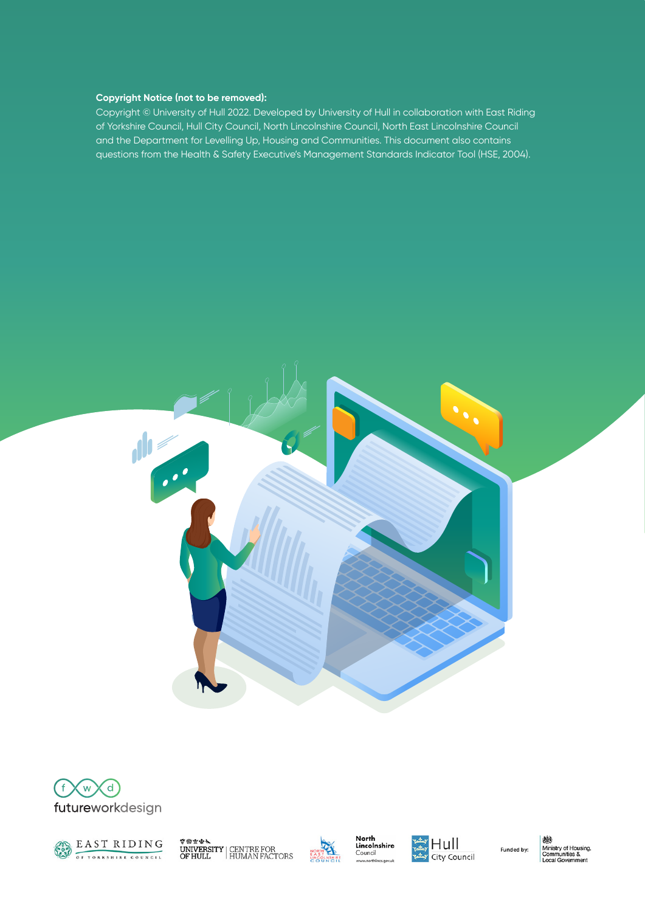**Copyright Notice (not to be removed):**

Copyright © University of Hull 2022. Developed by University of Hull in collaboration with East Riding of Yorkshire Council, Hull City Council, North Lincolnshire Council, North East Lincolnshire Council and the Department for Levelling Up, Housing and Communities. This document also contains questions from the Health & Safety Executive's Management Standards Indicator Tool (HSE, 2004).

futureworkdesign

EAST RIDING OF YORKSHIRE COUNCIL

UNIVERSITY OF HULL | CENTRE FOR HUMAN FACTORS

NORTH EAST LINCOLNSHIRE COUNCIL

North Lincolnshire Council www.northlincs.gov.uk

Hull City Council

Funded by: Ministry of Housing, Communities & Local Government